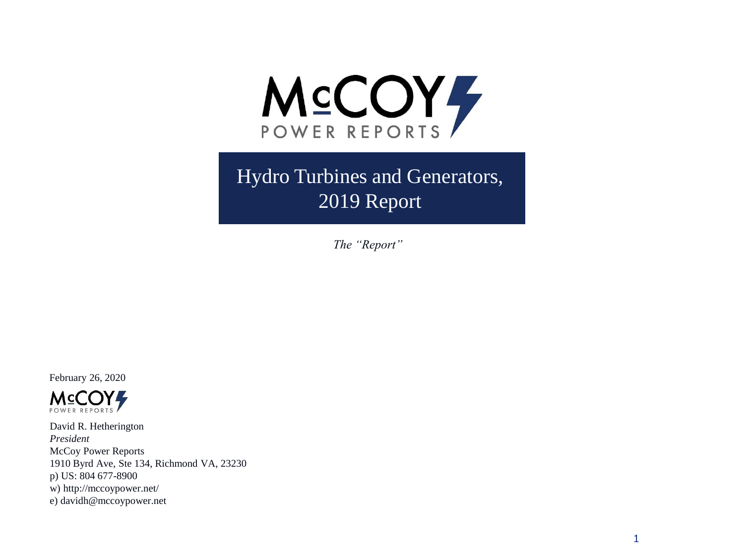McCOY
POWER REPORTS

# Hydro Turbines and Generators, 2019 Report

*The "Report"*

February 26, 2020

McCOY
POWER REPORTS

David R. Hetherington
*President*
McCoy Power Reports
1910 Byrd Ave, Ste 134, Richmond VA, 23230
p) US: 804 677-8900
w) http://mccoypower.net/
e) davidh@mccoypower.net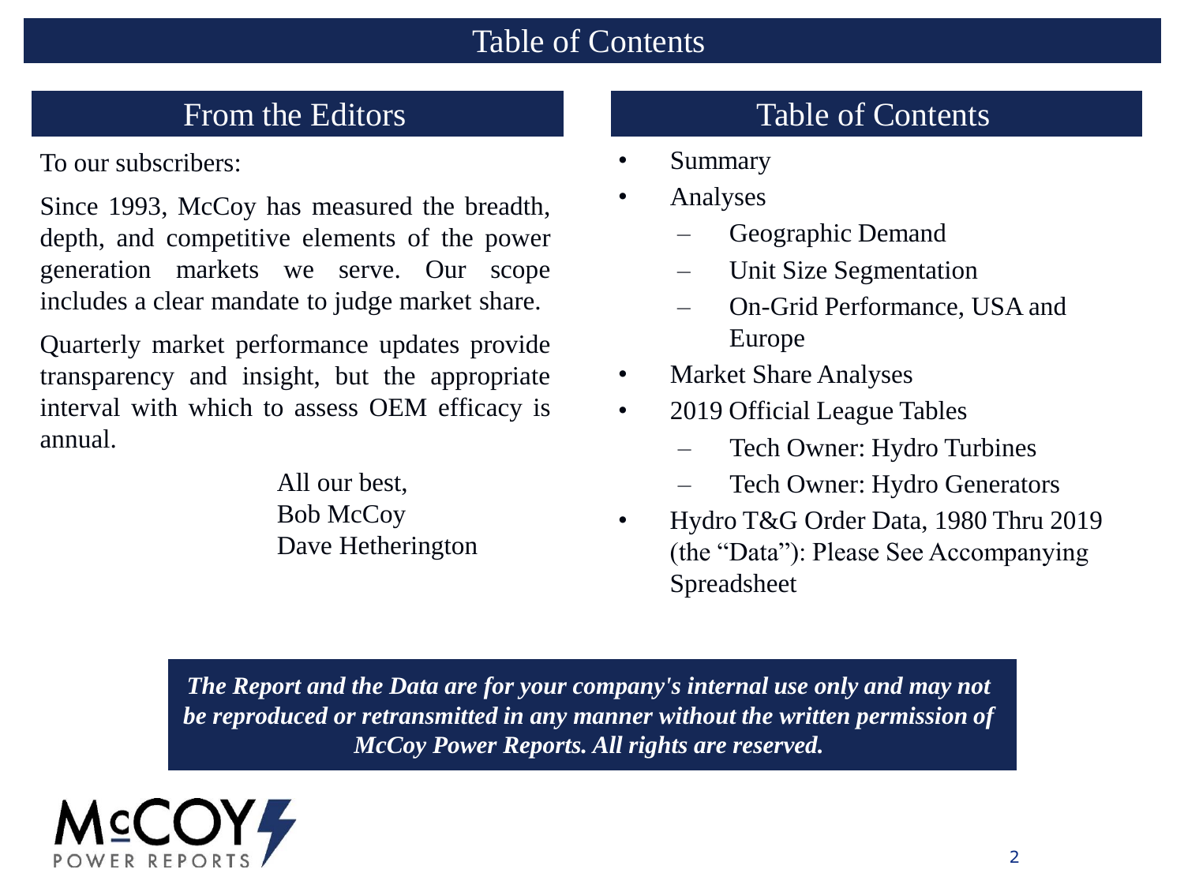# Table of Contents

## From the Editors

To our subscribers:

Since 1993, McCoy has measured the breadth, depth, and competitive elements of the power generation markets we serve. Our scope includes a clear mandate to judge market share.

Quarterly market performance updates provide transparency and insight, but the appropriate interval with which to assess OEM efficacy is annual.

All our best,
Bob McCoy
Dave Hetherington

## Table of Contents

- Summary
- Analyses
  - Geographic Demand
  - Unit Size Segmentation
  - On-Grid Performance, USA and Europe
- Market Share Analyses
- 2019 Official League Tables
  - Tech Owner: Hydro Turbines
  - Tech Owner: Hydro Generators
- Hydro T&G Order Data, 1980 Thru 2019 (the "Data"): Please See Accompanying Spreadsheet

***The Report and the Data are for your company's internal use only and may not be reproduced or retransmitted in any manner without the written permission of McCoy Power Reports. All rights are reserved.***

McCOY POWER REPORTS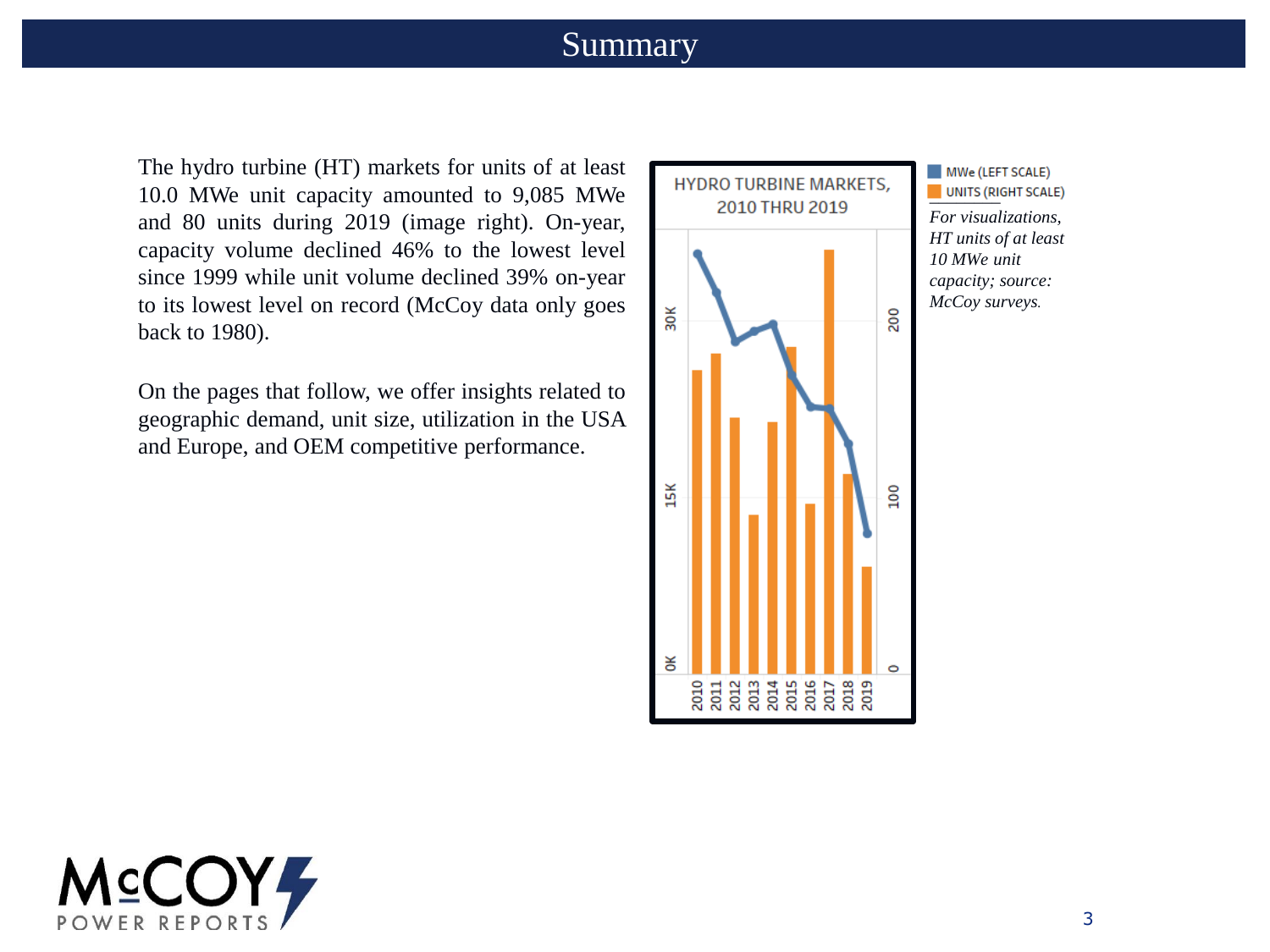# Summary

The hydro turbine (HT) markets for units of at least 10.0 MWe unit capacity amounted to 9,085 MWe and 80 units during 2019 (image right). On-year, capacity volume declined 46% to the lowest level since 1999 while unit volume declined 39% on-year to its lowest level on record (McCoy data only goes back to 1980).

On the pages that follow, we offer insights related to geographic demand, unit size, utilization in the USA and Europe, and OEM competitive performance.

HYDRO TURBINE MARKETS, 2010 THRU 2019

MWe (LEFT SCALE)
UNITS (RIGHT SCALE)

*For visualizations, HT units of at least 10 MWe unit capacity; source: McCoy surveys.*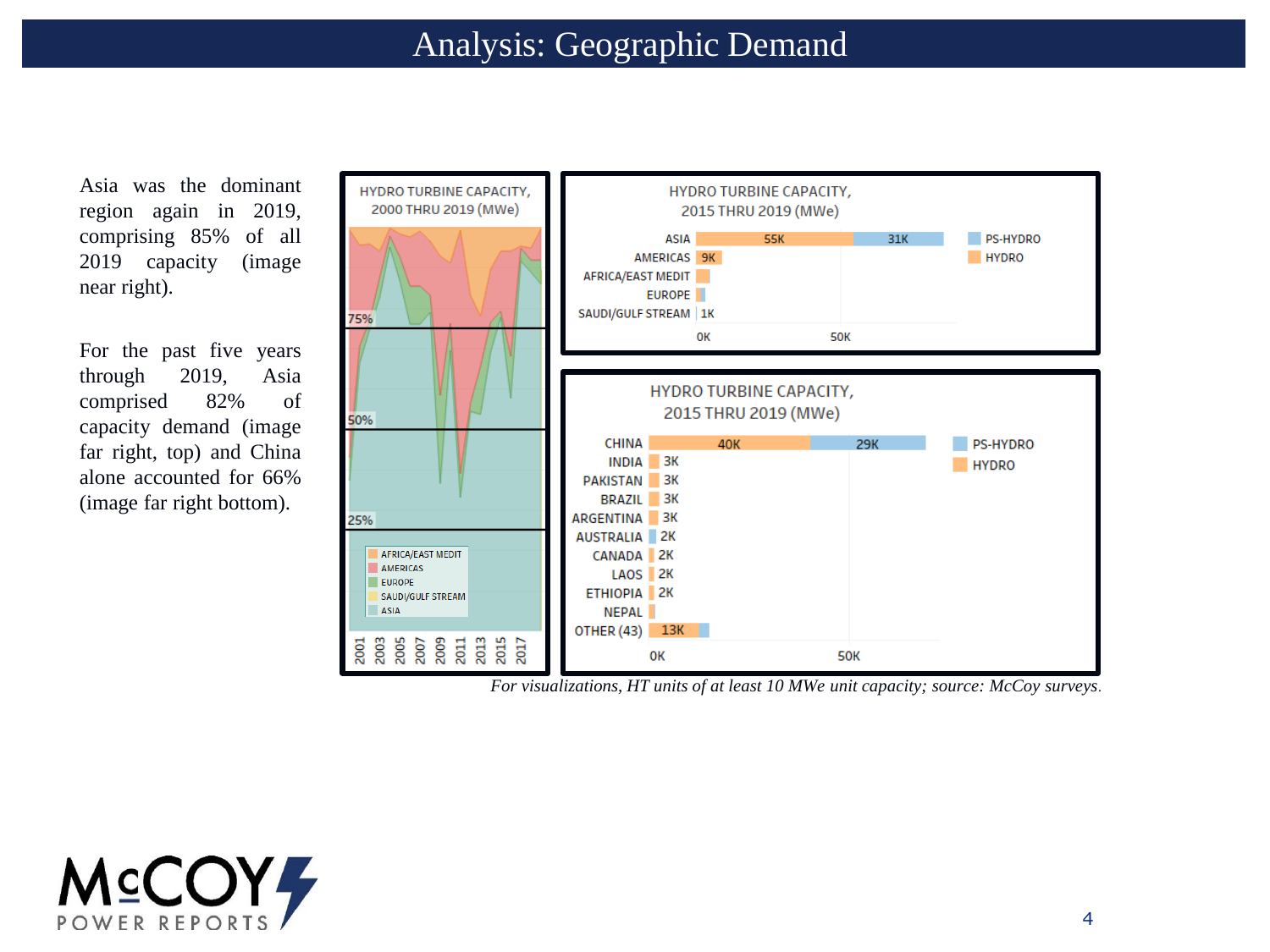# Analysis: Geographic Demand

Asia was the dominant region again in 2019, comprising 85% of all 2019 capacity (image near right).

For the past five years through 2019, Asia comprised 82% of capacity demand (image far right, top) and China alone accounted for 66% (image far right bottom).

HYDRO TURBINE CAPACITY, 2000 THRU 2019 (MWe)

HYDRO TURBINE CAPACITY, 2015 THRU 2019 (MWe)

| Region | HYDRO | PS-HYDRO |
|---|---|---|
| ASIA | 55K | 31K |
| AMERICAS | 9K | |
| AFRICA/EAST MEDIT | | |
| EUROPE | | |
| SAUDI/GULF STREAM | 1K | |

HYDRO TURBINE CAPACITY, 2015 THRU 2019 (MWe)

| Country | HYDRO | PS-HYDRO |
|---|---|---|
| CHINA | 40K | 29K |
| INDIA | 3K | |
| PAKISTAN | 3K | |
| BRAZIL | 3K | |
| ARGENTINA | 3K | |
| AUSTRALIA | | 2K |
| CANADA | 2K | |
| LAOS | 2K | |
| ETHIOPIA | 2K | |
| NEPAL | | |
| OTHER (43) | 13K | |

*For visualizations, HT units of at least 10 MWe unit capacity; source: McCoy surveys.*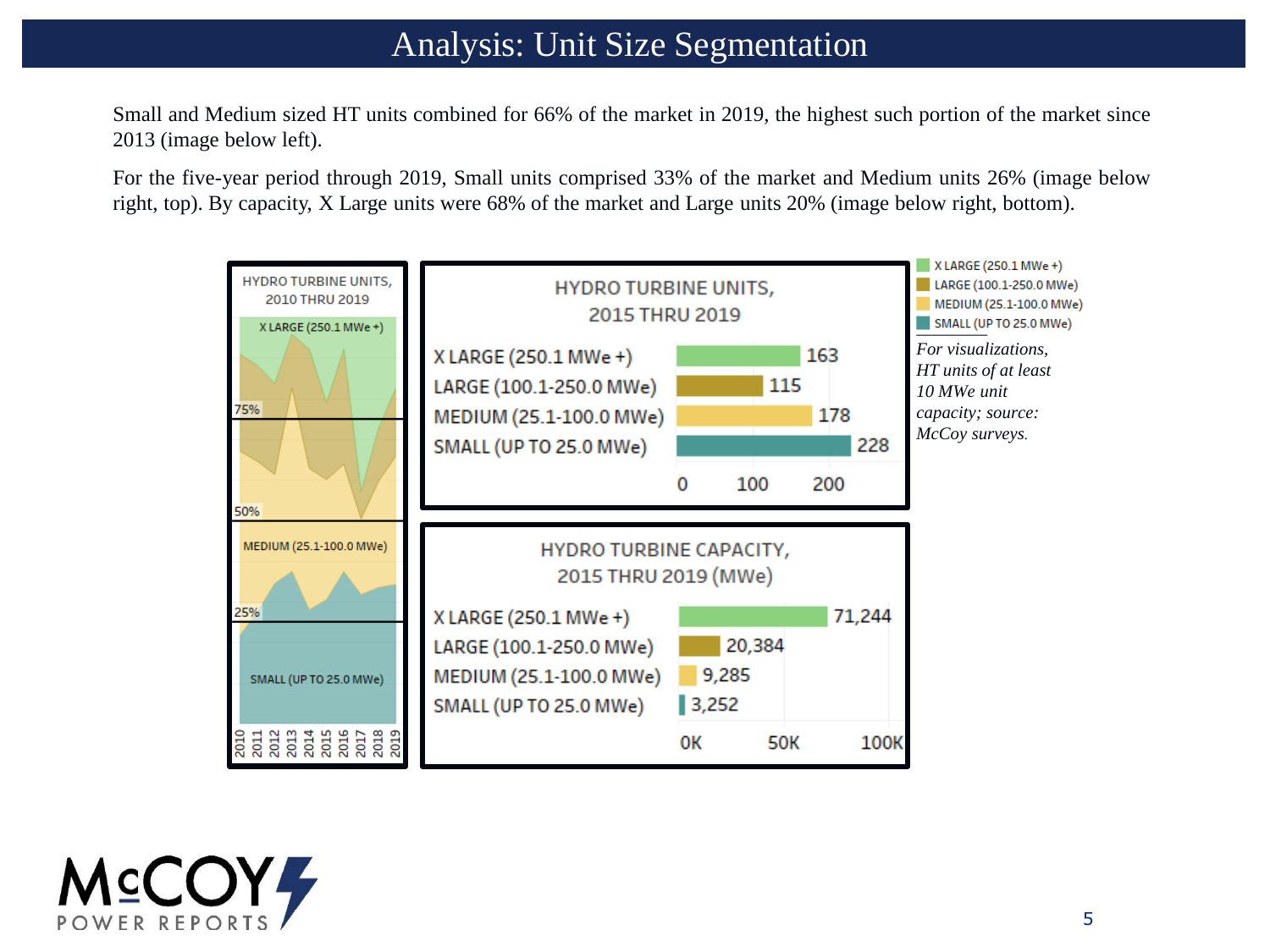# Analysis: Unit Size Segmentation

Small and Medium sized HT units combined for 66% of the market in 2019, the highest such portion of the market since 2013 (image below left).

For the five-year period through 2019, Small units comprised 33% of the market and Medium units 26% (image below right, top). By capacity, X Large units were 68% of the market and Large units 20% (image below right, bottom).

**HYDRO TURBINE UNITS, 2015 THRU 2019**

| Unit Size | Units |
|---|---|
| X LARGE (250.1 MWe +) | 163 |
| LARGE (100.1-250.0 MWe) | 115 |
| MEDIUM (25.1-100.0 MWe) | 178 |
| SMALL (UP TO 25.0 MWe) | 228 |

**HYDRO TURBINE CAPACITY, 2015 THRU 2019 (MWe)**

| Unit Size | Capacity (MWe) |
|---|---|
| X LARGE (250.1 MWe +) | 71,244 |
| LARGE (100.1-250.0 MWe) | 20,384 |
| MEDIUM (25.1-100.0 MWe) | 9,285 |
| SMALL (UP TO 25.0 MWe) | 3,252 |

*For visualizations, HT units of at least 10 MWe unit capacity; source: McCoy surveys.*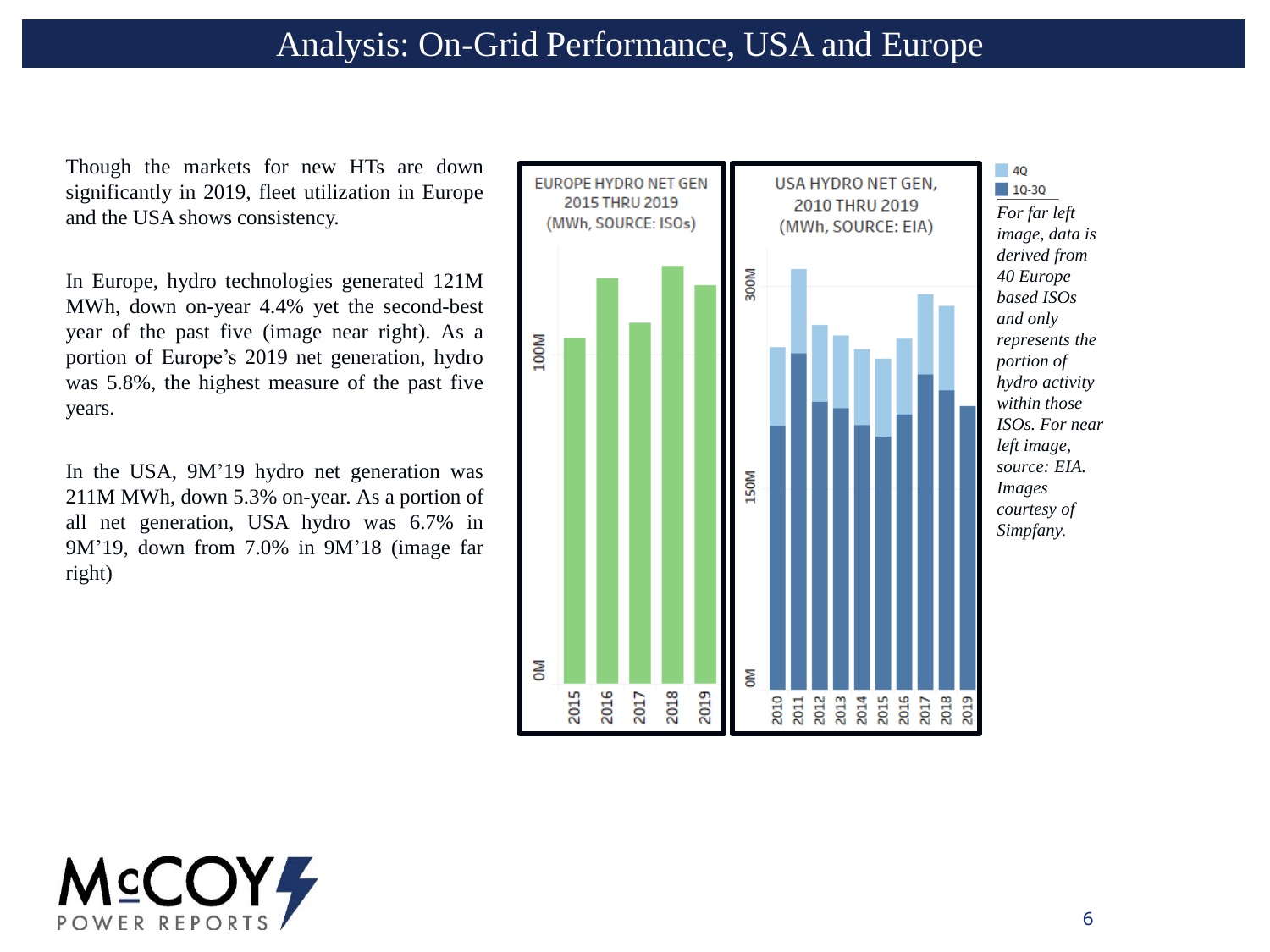# Analysis: On-Grid Performance, USA and Europe

Though the markets for new HTs are down significantly in 2019, fleet utilization in Europe and the USA shows consistency.

In Europe, hydro technologies generated 121M MWh, down on-year 4.4% yet the second-best year of the past five (image near right). As a portion of Europe's 2019 net generation, hydro was 5.8%, the highest measure of the past five years.

In the USA, 9M'19 hydro net generation was 211M MWh, down 5.3% on-year. As a portion of all net generation, USA hydro was 6.7% in 9M'19, down from 7.0% in 9M'18 (image far right)

EUROPE HYDRO NET GEN 2015 THRU 2019 (MWh, SOURCE: ISOs)

USA HYDRO NET GEN, 2010 THRU 2019 (MWh, SOURCE: EIA)

4Q
1Q-3Q

*For far left image, data is derived from 40 Europe based ISOs and only represents the portion of hydro activity within those ISOs. For near left image, source: EIA. Images courtesy of Simpfany.*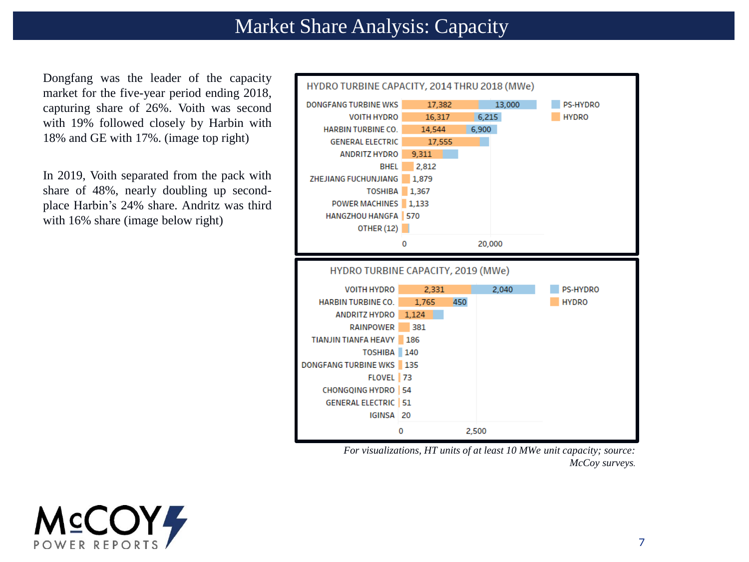# Market Share Analysis: Capacity

Dongfang was the leader of the capacity market for the five-year period ending 2018, capturing share of 26%. Voith was second with 19% followed closely by Harbin with 18% and GE with 17%. (image top right)

In 2019, Voith separated from the pack with share of 48%, nearly doubling up second-place Harbin's 24% share. Andritz was third with 16% share (image below right)

**HYDRO TURBINE CAPACITY, 2014 THRU 2018 (MWe)**

| Company | HYDRO | PS-HYDRO |
|---|---|---|
| DONGFANG TURBINE WKS | 17,382 | 13,000 |
| VOITH HYDRO | 16,317 | 6,215 |
| HARBIN TURBINE CO. | 14,544 | 6,900 |
| GENERAL ELECTRIC | 17,555 | |
| ANDRITZ HYDRO | 9,311 | |
| BHEL | 2,812 | |
| ZHEJIANG FUCHUNJIANG | 1,879 | |
| TOSHIBA | 1,367 | |
| POWER MACHINES | 1,133 | |
| HANGZHOU HANGFA | 570 | |
| OTHER (12) | | |

**HYDRO TURBINE CAPACITY, 2019 (MWe)**

| Company | HYDRO | PS-HYDRO |
|---|---|---|
| VOITH HYDRO | 2,331 | 2,040 |
| HARBIN TURBINE CO. | 1,765 | 450 |
| ANDRITZ HYDRO | 1,124 | |
| RAINPOWER | 381 | |
| TIANJIN TIANFA HEAVY | 186 | |
| TOSHIBA | | 140 |
| DONGFANG TURBINE WKS | 135 | |
| FLOVEL | 73 | |
| CHONGQING HYDRO | 54 | |
| GENERAL ELECTRIC | 51 | |
| IGINSA | 20 | |

*For visualizations, HT units of at least 10 MWe unit capacity; source: McCoy surveys.*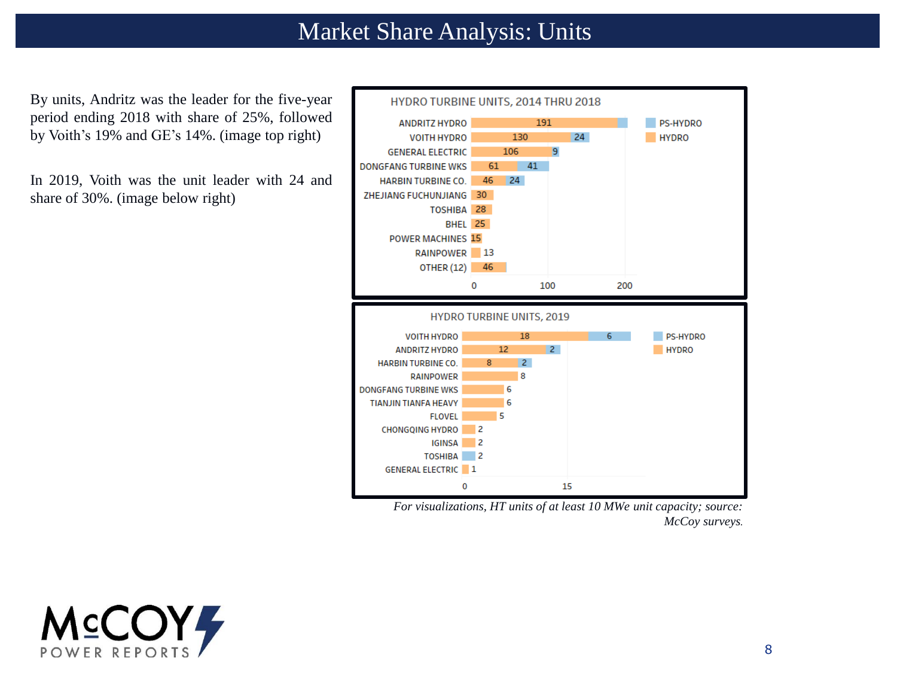# Market Share Analysis: Units

By units, Andritz was the leader for the five-year period ending 2018 with share of 25%, followed by Voith's 19% and GE's 14%. (image top right)

In 2019, Voith was the unit leader with 24 and share of 30%. (image below right)

**HYDRO TURBINE UNITS, 2014 THRU 2018**

| Company | HYDRO | PS-HYDRO |
|---|---|---|
| ANDRITZ HYDRO | 191 | |
| VOITH HYDRO | 130 | 24 |
| GENERAL ELECTRIC | 106 | 9 |
| DONGFANG TURBINE WKS | 61 | 41 |
| HARBIN TURBINE CO. | 46 | 24 |
| ZHEJIANG FUCHUNJIANG | 30 | |
| TOSHIBA | 28 | |
| BHEL | 25 | |
| POWER MACHINES | 15 | |
| RAINPOWER | 13 | |
| OTHER (12) | 46 | |

**HYDRO TURBINE UNITS, 2019**

| Company | HYDRO | PS-HYDRO |
|---|---|---|
| VOITH HYDRO | 18 | 6 |
| ANDRITZ HYDRO | 12 | 2 |
| HARBIN TURBINE CO. | 8 | 2 |
| RAINPOWER | 8 | |
| DONGFANG TURBINE WKS | 6 | |
| TIANJIN TIANFA HEAVY | 6 | |
| FLOVEL | 5 | |
| CHONGQING HYDRO | 2 | |
| IGINSA | 2 | |
| TOSHIBA | | 2 |
| GENERAL ELECTRIC | 1 | |

*For visualizations, HT units of at least 10 MWe unit capacity; source: McCoy surveys.*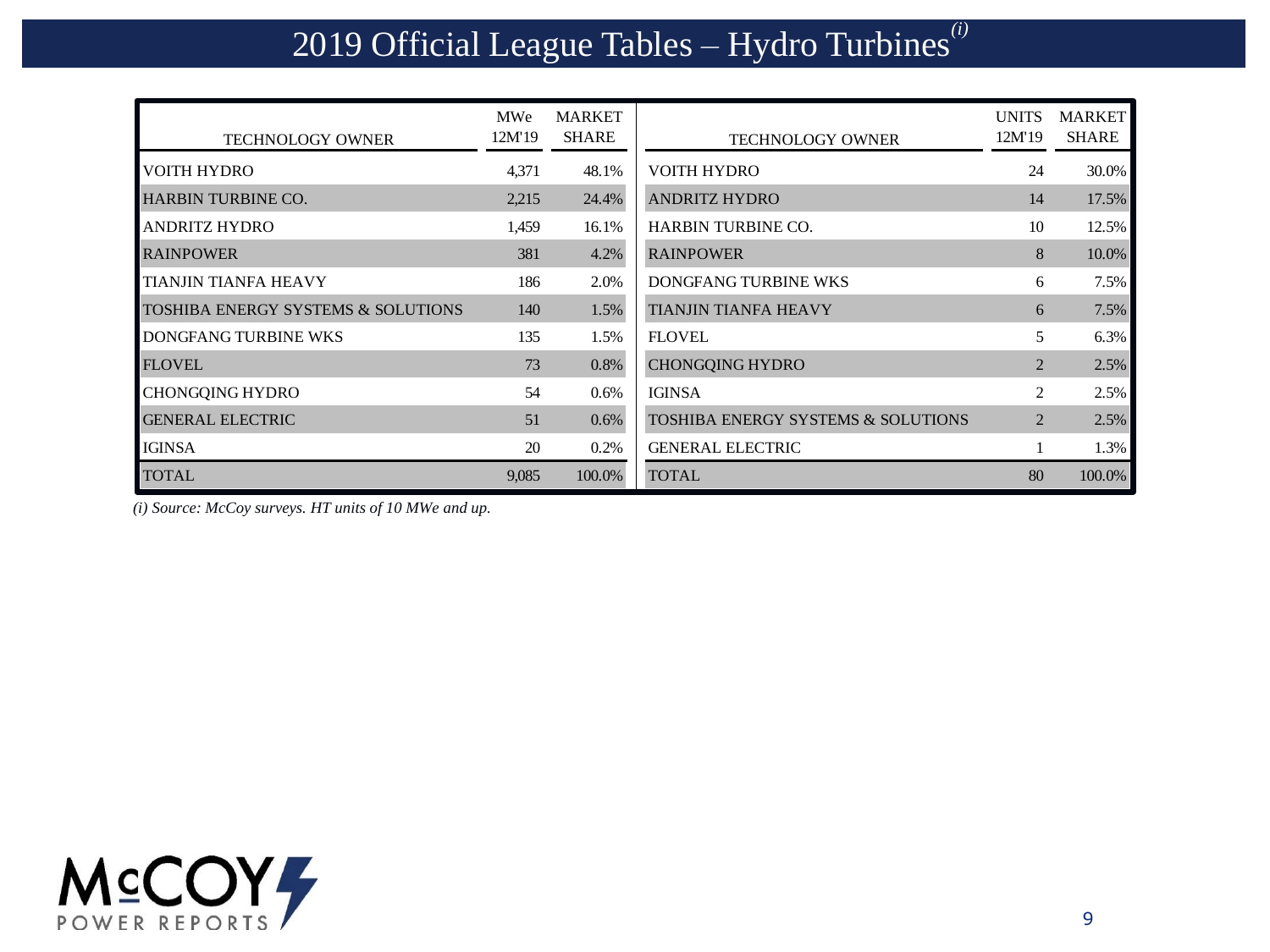# 2019 Official League Tables – Hydro Turbines[(i)]

| TECHNOLOGY OWNER | MWe 12M'19 | MARKET SHARE |
|---|---|---|
| VOITH HYDRO | 4,371 | 48.1% |
| HARBIN TURBINE CO. | 2,215 | 24.4% |
| ANDRITZ HYDRO | 1,459 | 16.1% |
| RAINPOWER | 381 | 4.2% |
| TIANJIN TIANFA HEAVY | 186 | 2.0% |
| TOSHIBA ENERGY SYSTEMS & SOLUTIONS | 140 | 1.5% |
| DONGFANG TURBINE WKS | 135 | 1.5% |
| FLOVEL | 73 | 0.8% |
| CHONGQING HYDRO | 54 | 0.6% |
| GENERAL ELECTRIC | 51 | 0.6% |
| IGINSA | 20 | 0.2% |
| TOTAL | 9,085 | 100.0% |

| TECHNOLOGY OWNER | UNITS 12M'19 | MARKET SHARE |
|---|---|---|
| VOITH HYDRO | 24 | 30.0% |
| ANDRITZ HYDRO | 14 | 17.5% |
| HARBIN TURBINE CO. | 10 | 12.5% |
| RAINPOWER | 8 | 10.0% |
| DONGFANG TURBINE WKS | 6 | 7.5% |
| TIANJIN TIANFA HEAVY | 6 | 7.5% |
| FLOVEL | 5 | 6.3% |
| CHONGQING HYDRO | 2 | 2.5% |
| IGINSA | 2 | 2.5% |
| TOSHIBA ENERGY SYSTEMS & SOLUTIONS | 2 | 2.5% |
| GENERAL ELECTRIC | 1 | 1.3% |
| TOTAL | 80 | 100.0% |

*(i) Source: McCoy surveys. HT units of 10 MWe and up.*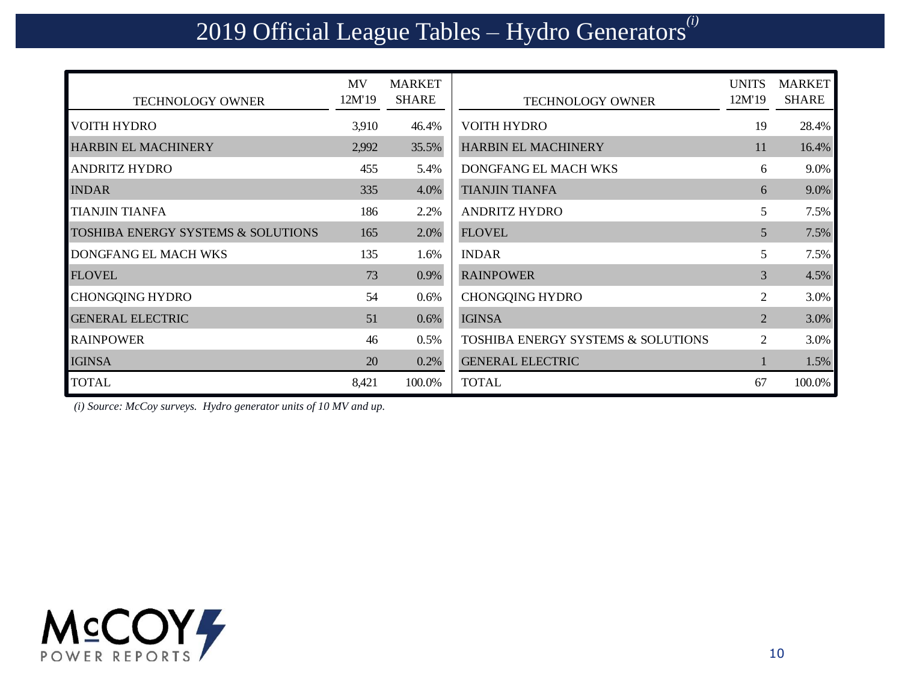# 2019 Official League Tables – Hydro Generators[(i)]

| TECHNOLOGY OWNER | MV 12M'19 | MARKET SHARE |
|---|---|---|
| VOITH HYDRO | 3,910 | 46.4% |
| HARBIN EL MACHINERY | 2,992 | 35.5% |
| ANDRITZ HYDRO | 455 | 5.4% |
| INDAR | 335 | 4.0% |
| TIANJIN TIANFA | 186 | 2.2% |
| TOSHIBA ENERGY SYSTEMS & SOLUTIONS | 165 | 2.0% |
| DONGFANG EL MACH WKS | 135 | 1.6% |
| FLOVEL | 73 | 0.9% |
| CHONGQING HYDRO | 54 | 0.6% |
| GENERAL ELECTRIC | 51 | 0.6% |
| RAINPOWER | 46 | 0.5% |
| IGINSA | 20 | 0.2% |
| TOTAL | 8,421 | 100.0% |

| TECHNOLOGY OWNER | UNITS 12M'19 | MARKET SHARE |
|---|---|---|
| VOITH HYDRO | 19 | 28.4% |
| HARBIN EL MACHINERY | 11 | 16.4% |
| DONGFANG EL MACH WKS | 6 | 9.0% |
| TIANJIN TIANFA | 6 | 9.0% |
| ANDRITZ HYDRO | 5 | 7.5% |
| FLOVEL | 5 | 7.5% |
| INDAR | 5 | 7.5% |
| RAINPOWER | 3 | 4.5% |
| CHONGQING HYDRO | 2 | 3.0% |
| IGINSA | 2 | 3.0% |
| TOSHIBA ENERGY SYSTEMS & SOLUTIONS | 2 | 3.0% |
| GENERAL ELECTRIC | 1 | 1.5% |
| TOTAL | 67 | 100.0% |

*(i) Source: McCoy surveys. Hydro generator units of 10 MV and up.*

McCOY POWER REPORTS